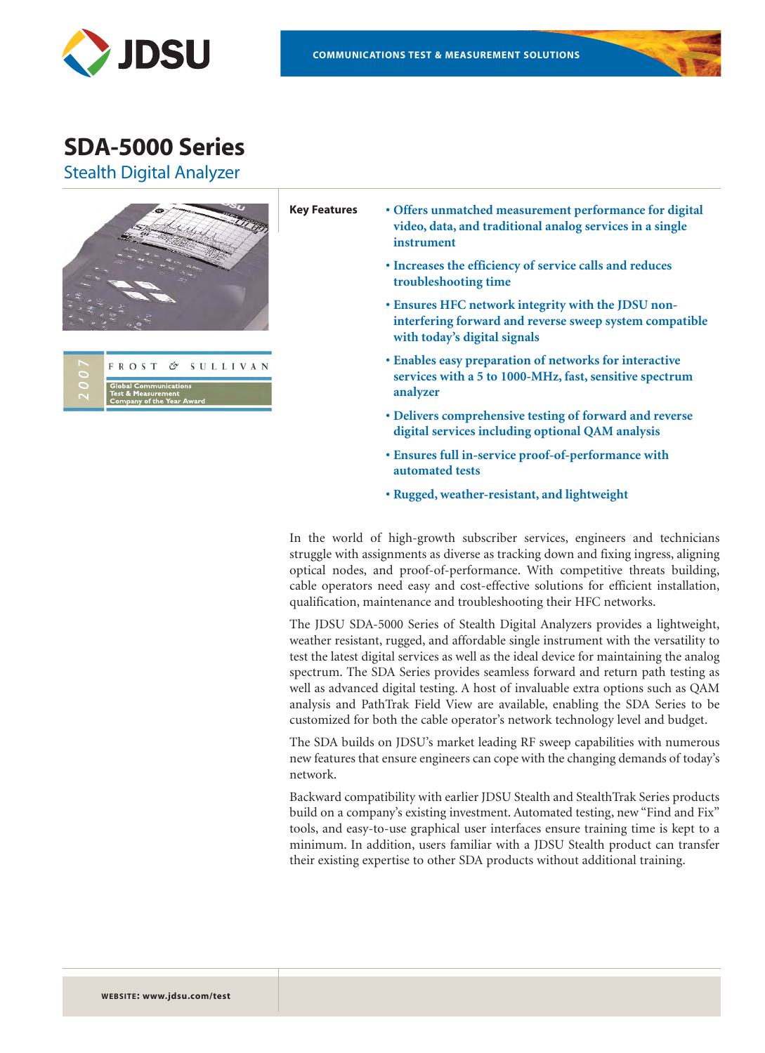# SDA-5000 Series

## Stealth Digital Analyzer

FROST & SULLIVAN

2007

Global Communications Test & Measurement Company of the Year Award

**Key Features**

- **Offers unmatched measurement performance for digital video, data, and traditional analog services in a single instrument**
- **Increases the efficiency of service calls and reduces troubleshooting time**
- **Ensures HFC network integrity with the JDSU non-interfering forward and reverse sweep system compatible with today's digital signals**
- **Enables easy preparation of networks for interactive services with a 5 to 1000-MHz, fast, sensitive spectrum analyzer**
- **Delivers comprehensive testing of forward and reverse digital services including optional QAM analysis**
- **Ensures full in-service proof-of-performance with automated tests**
- **Rugged, weather-resistant, and lightweight**

In the world of high-growth subscriber services, engineers and technicians struggle with assignments as diverse as tracking down and fixing ingress, aligning optical nodes, and proof-of-performance. With competitive threats building, cable operators need easy and cost-effective solutions for efficient installation, qualification, maintenance and troubleshooting their HFC networks.

The JDSU SDA-5000 Series of Stealth Digital Analyzers provides a lightweight, weather resistant, rugged, and affordable single instrument with the versatility to test the latest digital services as well as the ideal device for maintaining the analog spectrum. The SDA Series provides seamless forward and return path testing as well as advanced digital testing. A host of invaluable extra options such as QAM analysis and PathTrak Field View are available, enabling the SDA Series to be customized for both the cable operator's network technology level and budget.

The SDA builds on JDSU's market leading RF sweep capabilities with numerous new features that ensure engineers can cope with the changing demands of today's network.

Backward compatibility with earlier JDSU Stealth and StealthTrak Series products build on a company's existing investment. Automated testing, new "Find and Fix" tools, and easy-to-use graphical user interfaces ensure training time is kept to a minimum. In addition, users familiar with a JDSU Stealth product can transfer their existing expertise to other SDA products without additional training.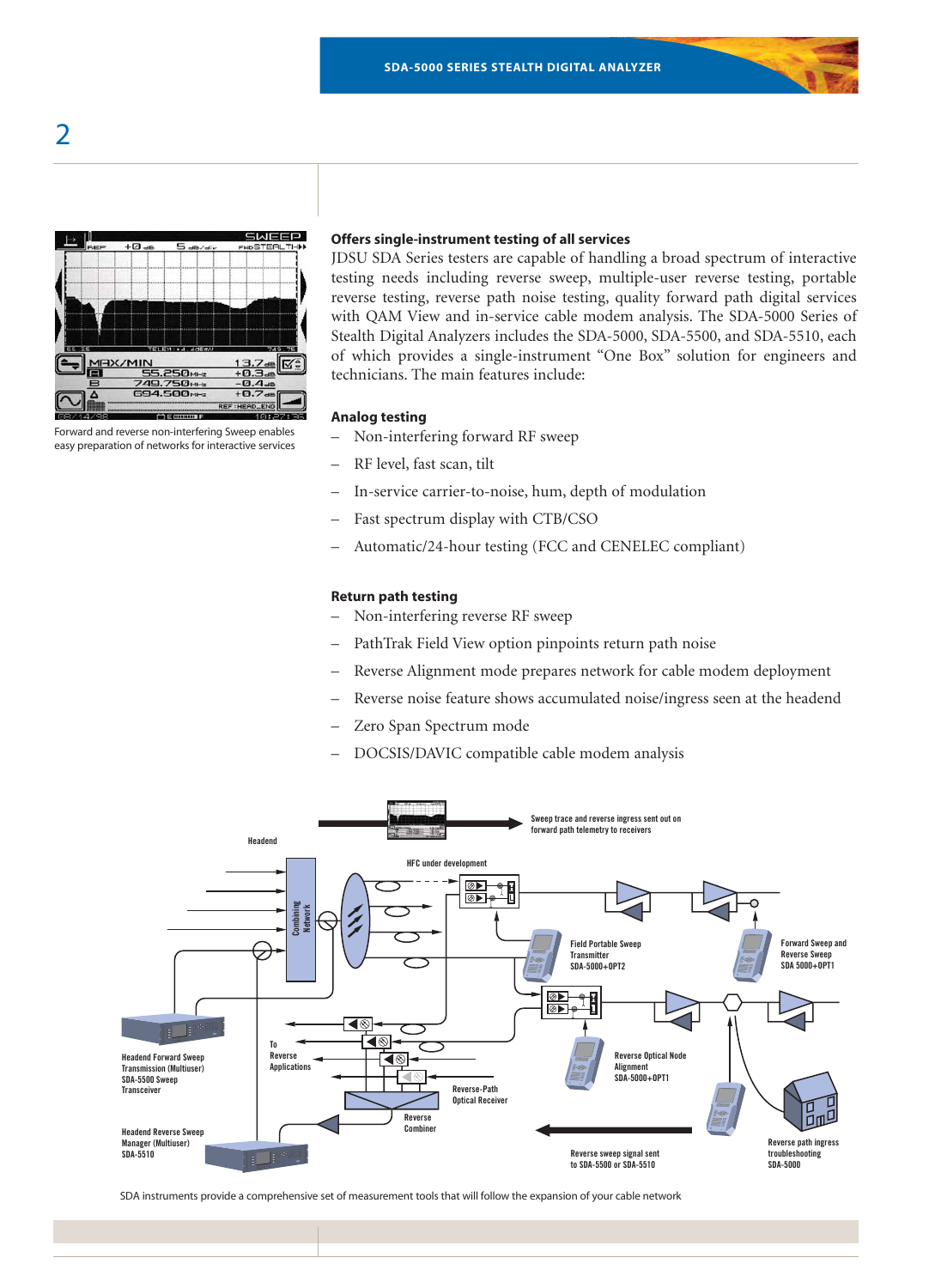Forward and reverse non-interfering Sweep enables easy preparation of networks for interactive services

### Offers single-instrument testing of all services

JDSU SDA Series testers are capable of handling a broad spectrum of interactive testing needs including reverse sweep, multiple-user reverse testing, portable reverse testing, reverse path noise testing, quality forward path digital services with QAM View and in-service cable modem analysis. The SDA-5000 Series of Stealth Digital Analyzers includes the SDA-5000, SDA-5500, and SDA-5510, each of which provides a single-instrument "One Box" solution for engineers and technicians. The main features include:

### Analog testing

- Non-interfering forward RF sweep
- RF level, fast scan, tilt
- In-service carrier-to-noise, hum, depth of modulation
- Fast spectrum display with CTB/CSO
- Automatic/24-hour testing (FCC and CENELEC compliant)

### Return path testing

- Non-interfering reverse RF sweep
- PathTrak Field View option pinpoints return path noise
- Reverse Alignment mode prepares network for cable modem deployment
- Reverse noise feature shows accumulated noise/ingress seen at the headend
- Zero Span Spectrum mode
- DOCSIS/DAVIC compatible cable modem analysis

SDA instruments provide a comprehensive set of measurement tools that will follow the expansion of your cable network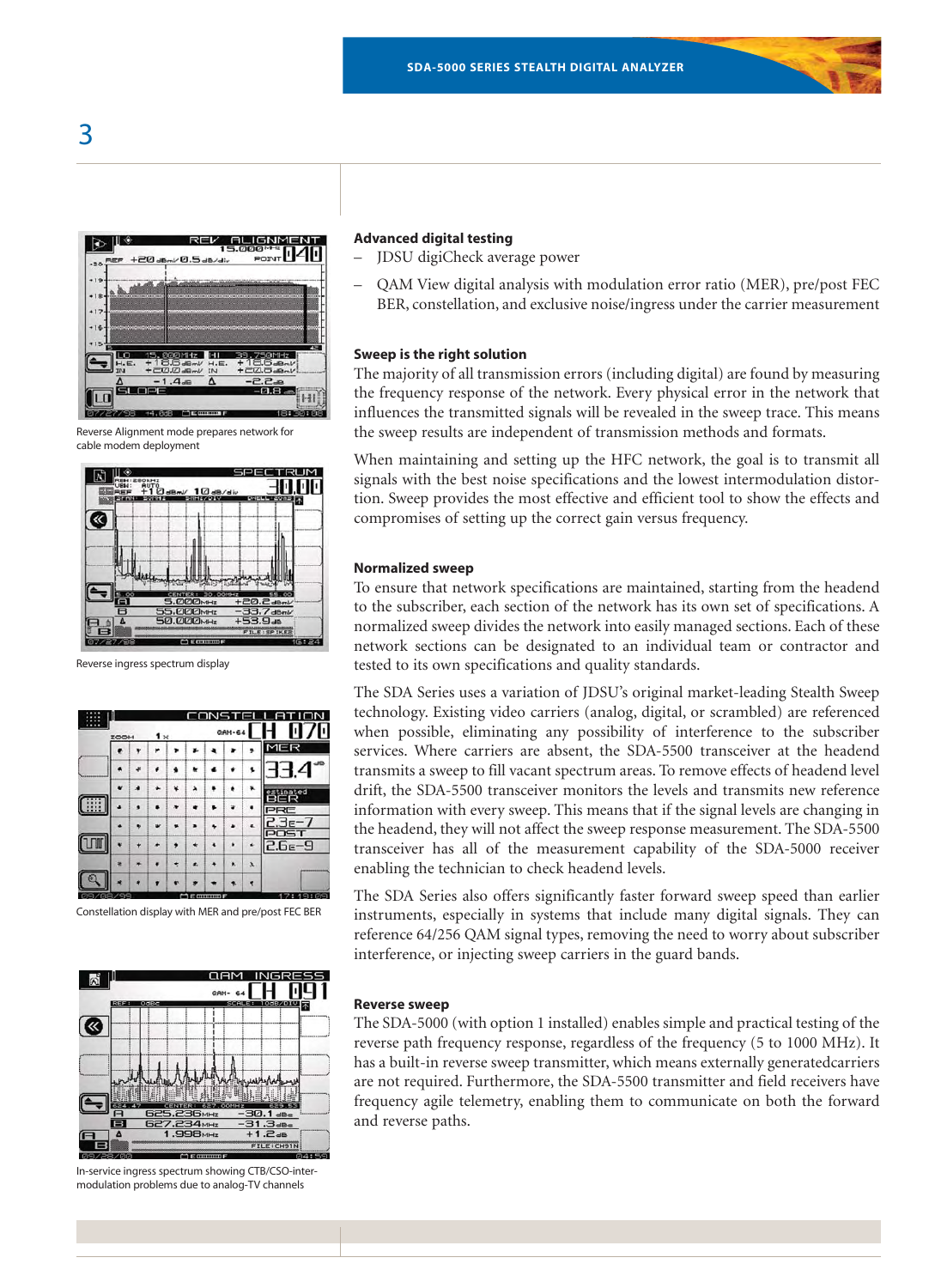Reverse Alignment mode prepares network for cable modem deployment

Reverse ingress spectrum display

Constellation display with MER and pre/post FEC BER

In-service ingress spectrum showing CTB/CSO-intermodulation problems due to analog-TV channels

### Advanced digital testing

- JDSU digiCheck average power
- QAM View digital analysis with modulation error ratio (MER), pre/post FEC BER, constellation, and exclusive noise/ingress under the carrier measurement

### Sweep is the right solution

The majority of all transmission errors (including digital) are found by measuring the frequency response of the network. Every physical error in the network that influences the transmitted signals will be revealed in the sweep trace. This means the sweep results are independent of transmission methods and formats.

When maintaining and setting up the HFC network, the goal is to transmit all signals with the best noise specifications and the lowest intermodulation distortion. Sweep provides the most effective and efficient tool to show the effects and compromises of setting up the correct gain versus frequency.

### Normalized sweep

To ensure that network specifications are maintained, starting from the headend to the subscriber, each section of the network has its own set of specifications. A normalized sweep divides the network into easily managed sections. Each of these network sections can be designated to an individual team or contractor and tested to its own specifications and quality standards.

The SDA Series uses a variation of JDSU's original market-leading Stealth Sweep technology. Existing video carriers (analog, digital, or scrambled) are referenced when possible, eliminating any possibility of interference to the subscriber services. Where carriers are absent, the SDA-5500 transceiver at the headend transmits a sweep to fill vacant spectrum areas. To remove effects of headend level drift, the SDA-5500 transceiver monitors the levels and transmits new reference information with every sweep. This means that if the signal levels are changing in the headend, they will not affect the sweep response measurement. The SDA-5500 transceiver has all of the measurement capability of the SDA-5000 receiver enabling the technician to check headend levels.

The SDA Series also offers significantly faster forward sweep speed than earlier instruments, especially in systems that include many digital signals. They can reference 64/256 QAM signal types, removing the need to worry about subscriber interference, or injecting sweep carriers in the guard bands.

### Reverse sweep

The SDA-5000 (with option 1 installed) enables simple and practical testing of the reverse path frequency response, regardless of the frequency (5 to 1000 MHz). It has a built-in reverse sweep transmitter, which means externally generatedcarriers are not required. Furthermore, the SDA-5500 transmitter and field receivers have frequency agile telemetry, enabling them to communicate on both the forward and reverse paths.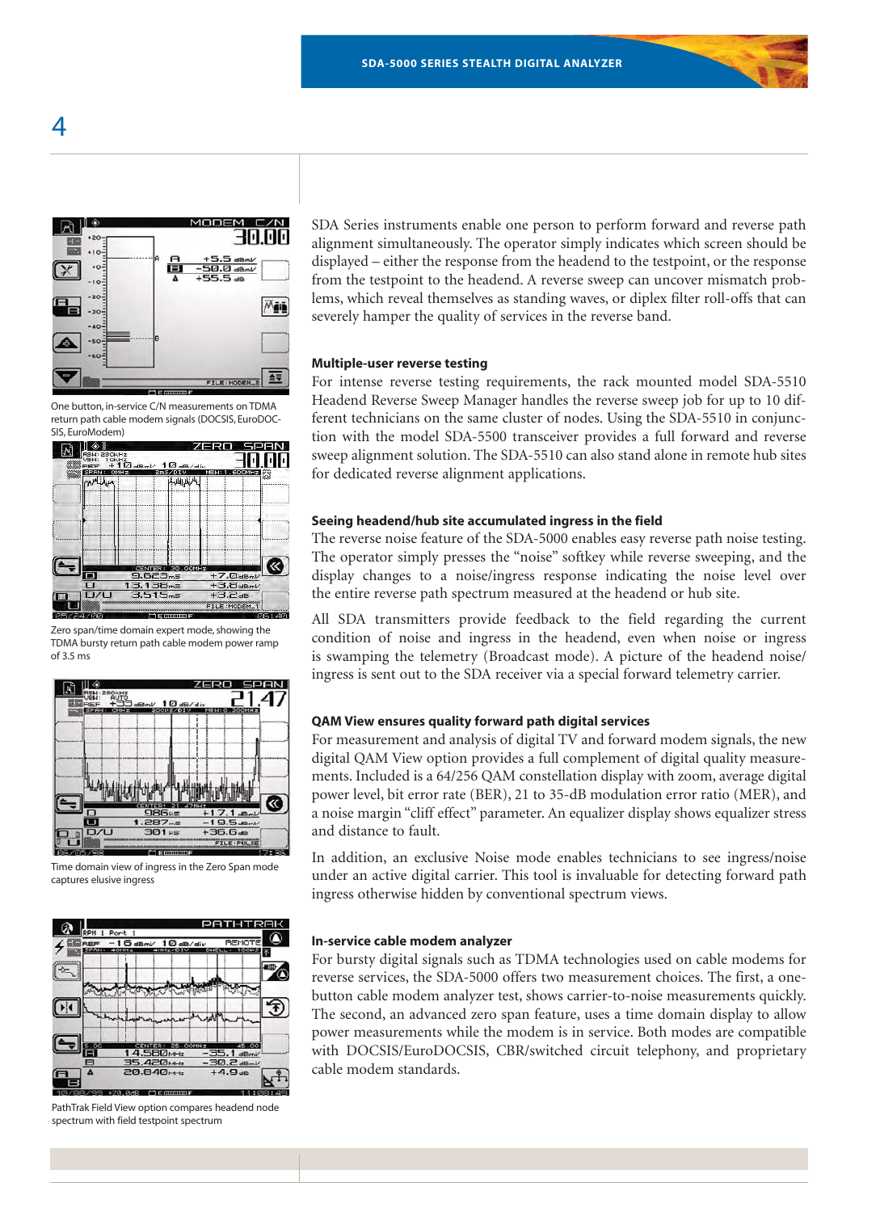SDA Series instruments enable one person to perform forward and reverse path alignment simultaneously. The operator simply indicates which screen should be displayed – either the response from the headend to the testpoint, or the response from the testpoint to the headend. A reverse sweep can uncover mismatch problems, which reveal themselves as standing waves, or diplex filter roll-offs that can severely hamper the quality of services in the reverse band.

One button, in-service C/N measurements on TDMA return path cable modem signals (DOCSIS, EuroDOCSIS, EuroModem)

Zero span/time domain expert mode, showing the TDMA bursty return path cable modem power ramp of 3.5 ms

Time domain view of ingress in the Zero Span mode captures elusive ingress

PathTrak Field View option compares headend node spectrum with field testpoint spectrum

### Multiple-user reverse testing

For intense reverse testing requirements, the rack mounted model SDA-5510 Headend Reverse Sweep Manager handles the reverse sweep job for up to 10 different technicians on the same cluster of nodes. Using the SDA-5510 in conjunction with the model SDA-5500 transceiver provides a full forward and reverse sweep alignment solution. The SDA-5510 can also stand alone in remote hub sites for dedicated reverse alignment applications.

### Seeing headend/hub site accumulated ingress in the field

The reverse noise feature of the SDA-5000 enables easy reverse path noise testing. The operator simply presses the "noise" softkey while reverse sweeping, and the display changes to a noise/ingress response indicating the noise level over the entire reverse path spectrum measured at the headend or hub site.

All SDA transmitters provide feedback to the field regarding the current condition of noise and ingress in the headend, even when noise or ingress is swamping the telemetry (Broadcast mode). A picture of the headend noise/ingress is sent out to the SDA receiver via a special forward telemetry carrier.

### QAM View ensures quality forward path digital services

For measurement and analysis of digital TV and forward modem signals, the new digital QAM View option provides a full complement of digital quality measurements. Included is a 64/256 QAM constellation display with zoom, average digital power level, bit error rate (BER), 21 to 35-dB modulation error ratio (MER), and a noise margin "cliff effect" parameter. An equalizer display shows equalizer stress and distance to fault.

In addition, an exclusive Noise mode enables technicians to see ingress/noise under an active digital carrier. This tool is invaluable for detecting forward path ingress otherwise hidden by conventional spectrum views.

### In-service cable modem analyzer

For bursty digital signals such as TDMA technologies used on cable modems for reverse services, the SDA-5000 offers two measurement choices. The first, a one-button cable modem analyzer test, shows carrier-to-noise measurements quickly. The second, an advanced zero span feature, uses a time domain display to allow power measurements while the modem is in service. Both modes are compatible with DOCSIS/EuroDOCSIS, CBR/switched circuit telephony, and proprietary cable modem standards.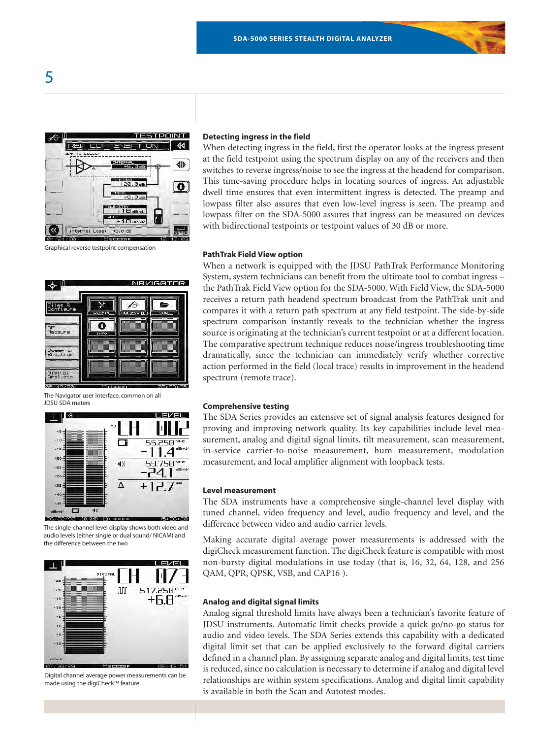Graphical reverse testpoint compensation

The Navigator user interface, common on all JDSU SDA meters

The single-channel level display shows both video and audio levels (either single or dual sound/ NICAM) and the difference between the two

Digital channel average power measurements can be made using the digiCheck™ feature

### Detecting ingress in the field

When detecting ingress in the field, first the operator looks at the ingress present at the field testpoint using the spectrum display on any of the receivers and then switches to reverse ingress/noise to see the ingress at the headend for comparison. This time-saving procedure helps in locating sources of ingress. An adjustable dwell time ensures that even intermittent ingress is detected. The preamp and lowpass filter also assures that even low-level ingress is seen. The preamp and lowpass filter on the SDA-5000 assures that ingress can be measured on devices with bidirectional testpoints or testpoint values of 30 dB or more.

### PathTrak Field View option

When a network is equipped with the JDSU PathTrak Performance Monitoring System, system technicians can benefit from the ultimate tool to combat ingress – the PathTrak Field View option for the SDA-5000. With Field View, the SDA-5000 receives a return path headend spectrum broadcast from the PathTrak unit and compares it with a return path spectrum at any field testpoint. The side-by-side spectrum comparison instantly reveals to the technician whether the ingress source is originating at the technician's current testpoint or at a different location. The comparative spectrum technique reduces noise/ingress troubleshooting time dramatically, since the technician can immediately verify whether corrective action performed in the field (local trace) results in improvement in the headend spectrum (remote trace).

### Comprehensive testing

The SDA Series provides an extensive set of signal analysis features designed for proving and improving network quality. Its key capabilities include level measurement, analog and digital signal limits, tilt measurement, scan measurement, in-service carrier-to-noise measurement, hum measurement, modulation measurement, and local amplifier alignment with loopback tests.

### Level measurement

The SDA instruments have a comprehensive single-channel level display with tuned channel, video frequency and level, audio frequency and level, and the difference between video and audio carrier levels.

Making accurate digital average power measurements is addressed with the digiCheck measurement function. The digiCheck feature is compatible with most non-bursty digital modulations in use today (that is, 16, 32, 64, 128, and 256 QAM, QPR, QPSK, VSB, and CAP16 ).

### Analog and digital signal limits

Analog signal threshold limits have always been a technician's favorite feature of JDSU instruments. Automatic limit checks provide a quick go/no-go status for audio and video levels. The SDA Series extends this capability with a dedicated digital limit set that can be applied exclusively to the forward digital carriers defined in a channel plan. By assigning separate analog and digital limits, test time is reduced, since no calculation is necessary to determine if analog and digital level relationships are within system specifications. Analog and digital limit capability is available in both the Scan and Autotest modes.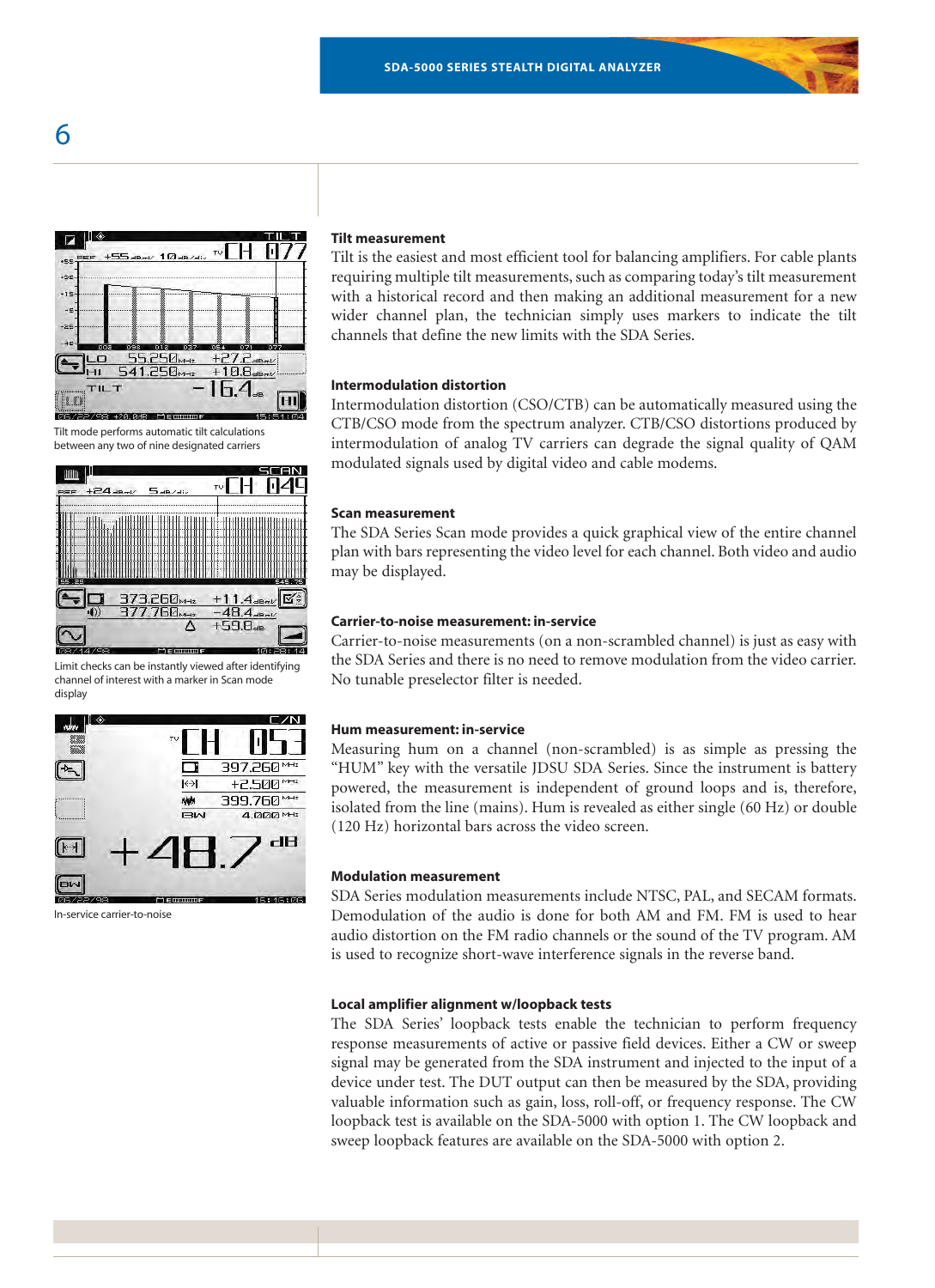Tilt mode performs automatic tilt calculations between any two of nine designated carriers

Limit checks can be instantly viewed after identifying channel of interest with a marker in Scan mode display

In-service carrier-to-noise

### Tilt measurement

Tilt is the easiest and most efficient tool for balancing amplifiers. For cable plants requiring multiple tilt measurements, such as comparing today's tilt measurement with a historical record and then making an additional measurement for a new wider channel plan, the technician simply uses markers to indicate the tilt channels that define the new limits with the SDA Series.

### Intermodulation distortion

Intermodulation distortion (CSO/CTB) can be automatically measured using the CTB/CSO mode from the spectrum analyzer. CTB/CSO distortions produced by intermodulation of analog TV carriers can degrade the signal quality of QAM modulated signals used by digital video and cable modems.

### Scan measurement

The SDA Series Scan mode provides a quick graphical view of the entire channel plan with bars representing the video level for each channel. Both video and audio may be displayed.

### Carrier-to-noise measurement: in-service

Carrier-to-noise measurements (on a non-scrambled channel) is just as easy with the SDA Series and there is no need to remove modulation from the video carrier. No tunable preselector filter is needed.

### Hum measurement: in-service

Measuring hum on a channel (non-scrambled) is as simple as pressing the "HUM" key with the versatile JDSU SDA Series. Since the instrument is battery powered, the measurement is independent of ground loops and is, therefore, isolated from the line (mains). Hum is revealed as either single (60 Hz) or double (120 Hz) horizontal bars across the video screen.

### Modulation measurement

SDA Series modulation measurements include NTSC, PAL, and SECAM formats. Demodulation of the audio is done for both AM and FM. FM is used to hear audio distortion on the FM radio channels or the sound of the TV program. AM is used to recognize short-wave interference signals in the reverse band.

### Local amplifier alignment w/loopback tests

The SDA Series' loopback tests enable the technician to perform frequency response measurements of active or passive field devices. Either a CW or sweep signal may be generated from the SDA instrument and injected to the input of a device under test. The DUT output can then be measured by the SDA, providing valuable information such as gain, loss, roll-off, or frequency response. The CW loopback test is available on the SDA-5000 with option 1. The CW loopback and sweep loopback features are available on the SDA-5000 with option 2.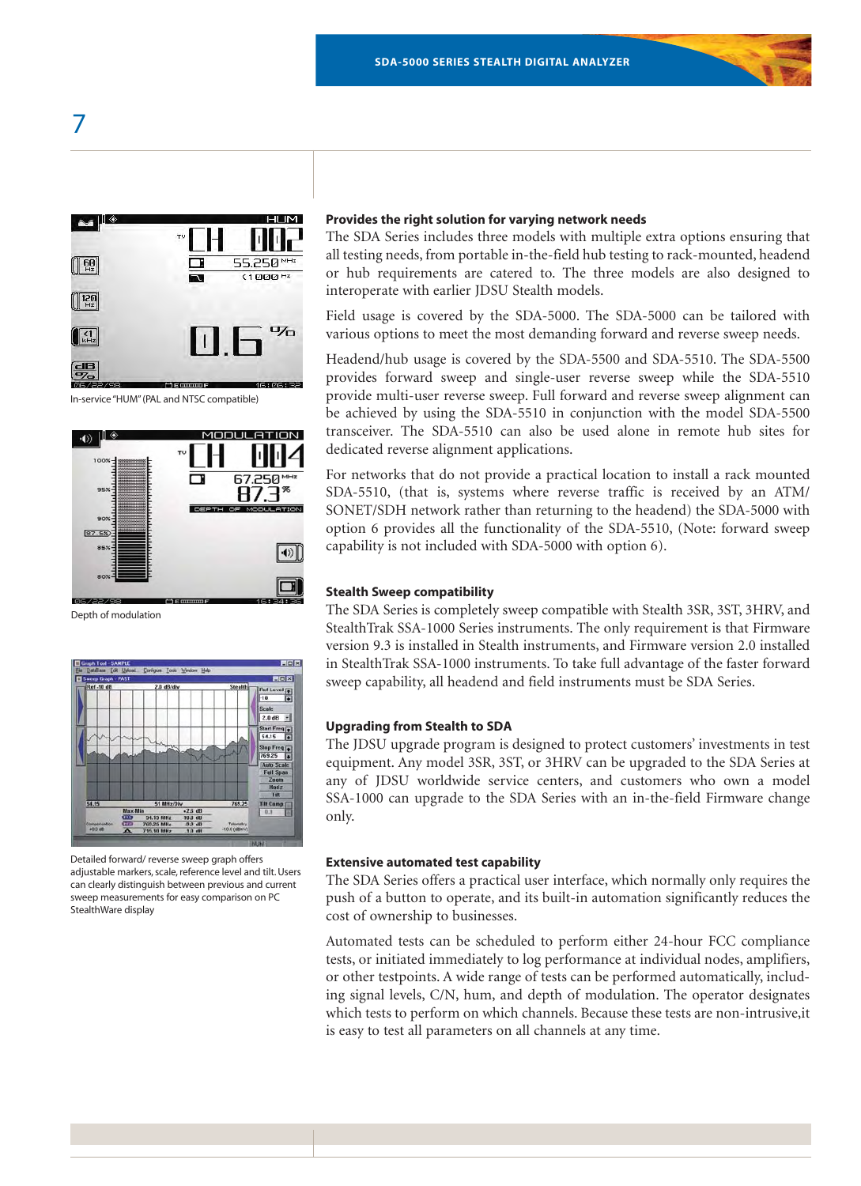In-service "HUM" (PAL and NTSC compatible)

Depth of modulation

Detailed forward/ reverse sweep graph offers adjustable markers, scale, reference level and tilt. Users can clearly distinguish between previous and current sweep measurements for easy comparison on PC StealthWare display

### Provides the right solution for varying network needs

The SDA Series includes three models with multiple extra options ensuring that all testing needs, from portable in-the-field hub testing to rack-mounted, headend or hub requirements are catered to. The three models are also designed to interoperate with earlier JDSU Stealth models.

Field usage is covered by the SDA-5000. The SDA-5000 can be tailored with various options to meet the most demanding forward and reverse sweep needs.

Headend/hub usage is covered by the SDA-5500 and SDA-5510. The SDA-5500 provides forward sweep and single-user reverse sweep while the SDA-5510 provide multi-user reverse sweep. Full forward and reverse sweep alignment can be achieved by using the SDA-5510 in conjunction with the model SDA-5500 transceiver. The SDA-5510 can also be used alone in remote hub sites for dedicated reverse alignment applications.

For networks that do not provide a practical location to install a rack mounted SDA-5510, (that is, systems where reverse traffic is received by an ATM/ SONET/SDH network rather than returning to the headend) the SDA-5000 with option 6 provides all the functionality of the SDA-5510, (Note: forward sweep capability is not included with SDA-5000 with option 6).

### Stealth Sweep compatibility

The SDA Series is completely sweep compatible with Stealth 3SR, 3ST, 3HRV, and StealthTrak SSA-1000 Series instruments. The only requirement is that Firmware version 9.3 is installed in Stealth instruments, and Firmware version 2.0 installed in StealthTrak SSA-1000 instruments. To take full advantage of the faster forward sweep capability, all headend and field instruments must be SDA Series.

### Upgrading from Stealth to SDA

The JDSU upgrade program is designed to protect customers' investments in test equipment. Any model 3SR, 3ST, or 3HRV can be upgraded to the SDA Series at any of JDSU worldwide service centers, and customers who own a model SSA-1000 can upgrade to the SDA Series with an in-the-field Firmware change only.

### Extensive automated test capability

The SDA Series offers a practical user interface, which normally only requires the push of a button to operate, and its built-in automation significantly reduces the cost of ownership to businesses.

Automated tests can be scheduled to perform either 24-hour FCC compliance tests, or initiated immediately to log performance at individual nodes, amplifiers, or other testpoints. A wide range of tests can be performed automatically, including signal levels, C/N, hum, and depth of modulation. The operator designates which tests to perform on which channels. Because these tests are non-intrusive,it is easy to test all parameters on all channels at any time.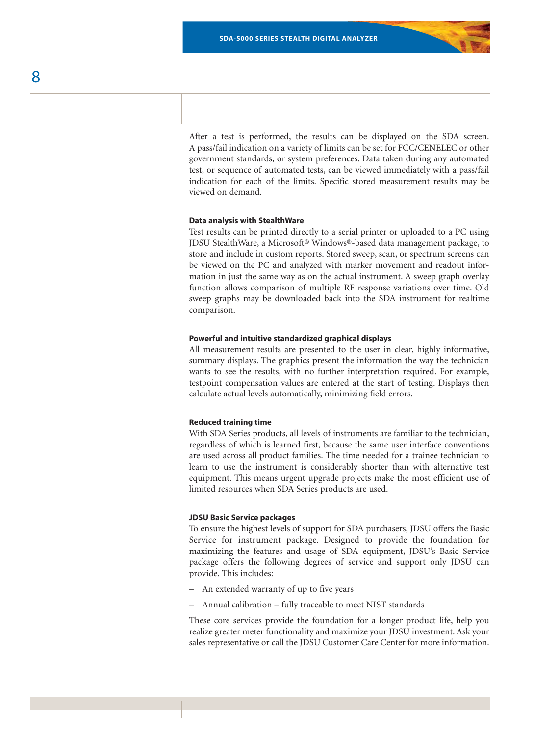After a test is performed, the results can be displayed on the SDA screen. A pass/fail indication on a variety of limits can be set for FCC/CENELEC or other government standards, or system preferences. Data taken during any automated test, or sequence of automated tests, can be viewed immediately with a pass/fail indication for each of the limits. Specific stored measurement results may be viewed on demand.

**Data analysis with StealthWare**

Test results can be printed directly to a serial printer or uploaded to a PC using JDSU StealthWare, a Microsoft® Windows®-based data management package, to store and include in custom reports. Stored sweep, scan, or spectrum screens can be viewed on the PC and analyzed with marker movement and readout information in just the same way as on the actual instrument. A sweep graph overlay function allows comparison of multiple RF response variations over time. Old sweep graphs may be downloaded back into the SDA instrument for realtime comparison.

**Powerful and intuitive standardized graphical displays**

All measurement results are presented to the user in clear, highly informative, summary displays. The graphics present the information the way the technician wants to see the results, with no further interpretation required. For example, testpoint compensation values are entered at the start of testing. Displays then calculate actual levels automatically, minimizing field errors.

**Reduced training time**

With SDA Series products, all levels of instruments are familiar to the technician, regardless of which is learned first, because the same user interface conventions are used across all product families. The time needed for a trainee technician to learn to use the instrument is considerably shorter than with alternative test equipment. This means urgent upgrade projects make the most efficient use of limited resources when SDA Series products are used.

**JDSU Basic Service packages**

To ensure the highest levels of support for SDA purchasers, JDSU offers the Basic Service for instrument package. Designed to provide the foundation for maximizing the features and usage of SDA equipment, JDSU's Basic Service package offers the following degrees of service and support only JDSU can provide. This includes:

- An extended warranty of up to five years
- Annual calibration – fully traceable to meet NIST standards

These core services provide the foundation for a longer product life, help you realize greater meter functionality and maximize your JDSU investment. Ask your sales representative or call the JDSU Customer Care Center for more information.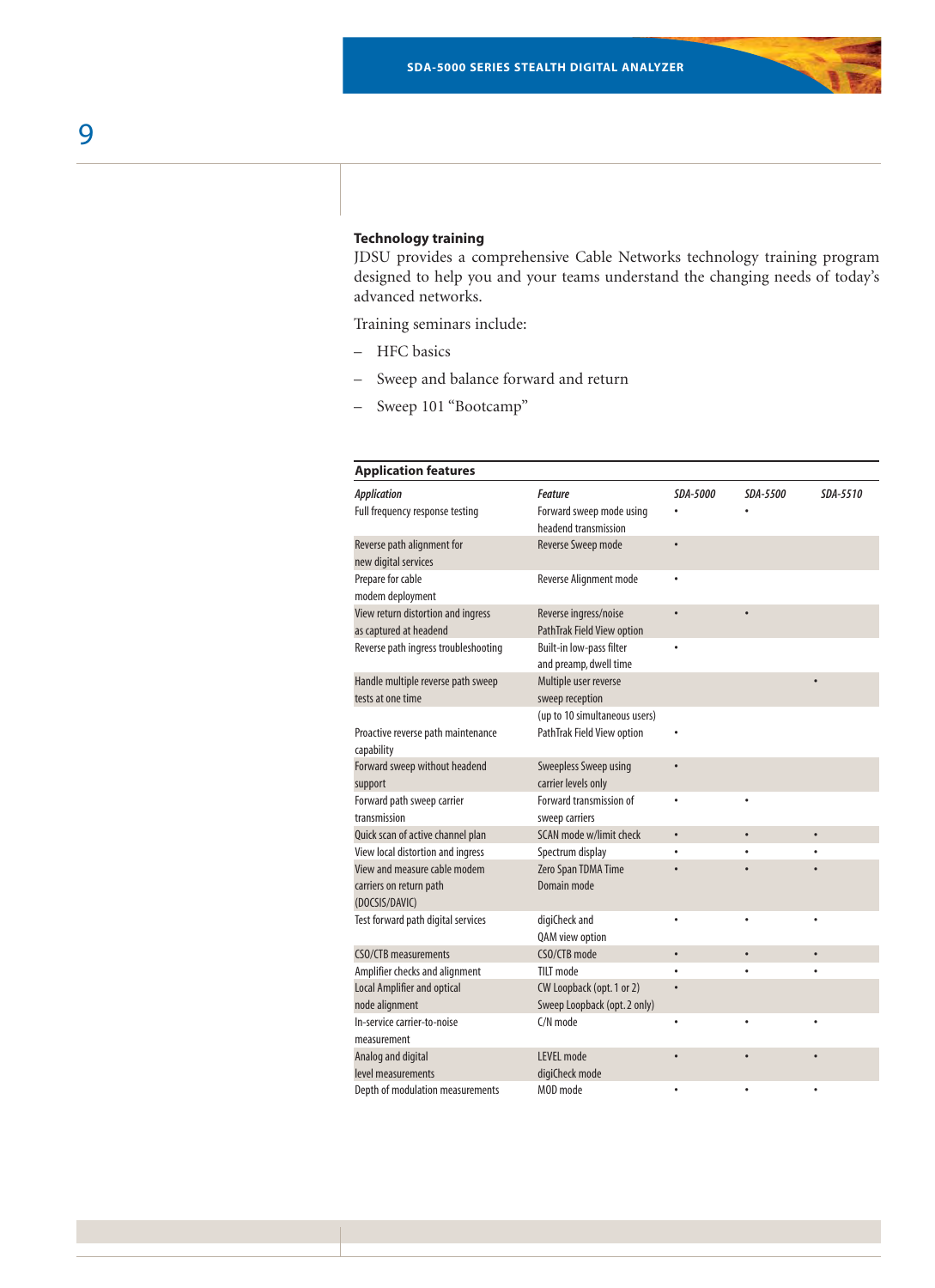### Technology training

JDSU provides a comprehensive Cable Networks technology training program designed to help you and your teams understand the changing needs of today's advanced networks.

Training seminars include:

- HFC basics
- Sweep and balance forward and return
- Sweep 101 "Bootcamp"

**Application features**

| *Application* | *Feature* | *SDA-5000* | *SDA-5500* | *SDA-5510* |
|---|---|---|---|---|
| Full frequency response testing | Forward sweep mode using headend transmission | • | • | |
| Reverse path alignment for new digital services | Reverse Sweep mode | • | | |
| Prepare for cable modem deployment | Reverse Alignment mode | • | | |
| View return distortion and ingress as captured at headend | Reverse ingress/noise PathTrak Field View option | • | • | |
| Reverse path ingress troubleshooting | Built-in low-pass filter and preamp, dwell time | • | | |
| Handle multiple reverse path sweep tests at one time | Multiple user reverse sweep reception (up to 10 simultaneous users) | | | • |
| Proactive reverse path maintenance capability | PathTrak Field View option | • | | |
| Forward sweep without headend support | Sweepless Sweep using carrier levels only | • | | |
| Forward path sweep carrier transmission | Forward transmission of sweep carriers | • | • | |
| Quick scan of active channel plan | SCAN mode w/limit check | • | • | • |
| View local distortion and ingress | Spectrum display | • | • | • |
| View and measure cable modem carriers on return path (DOCSIS/DAVIC) | Zero Span TDMA Time Domain mode | • | • | • |
| Test forward path digital services | digiCheck and QAM view option | • | • | • |
| CSO/CTB measurements | CSO/CTB mode | • | • | • |
| Amplifier checks and alignment | TILT mode | • | • | • |
| Local Amplifier and optical node alignment | CW Loopback (opt. 1 or 2) Sweep Loopback (opt. 2 only) | • | | |
| In-service carrier-to-noise measurement | C/N mode | • | • | • |
| Analog and digital level measurements | LEVEL mode digiCheck mode | • | • | • |
| Depth of modulation measurements | MOD mode | • | • | • |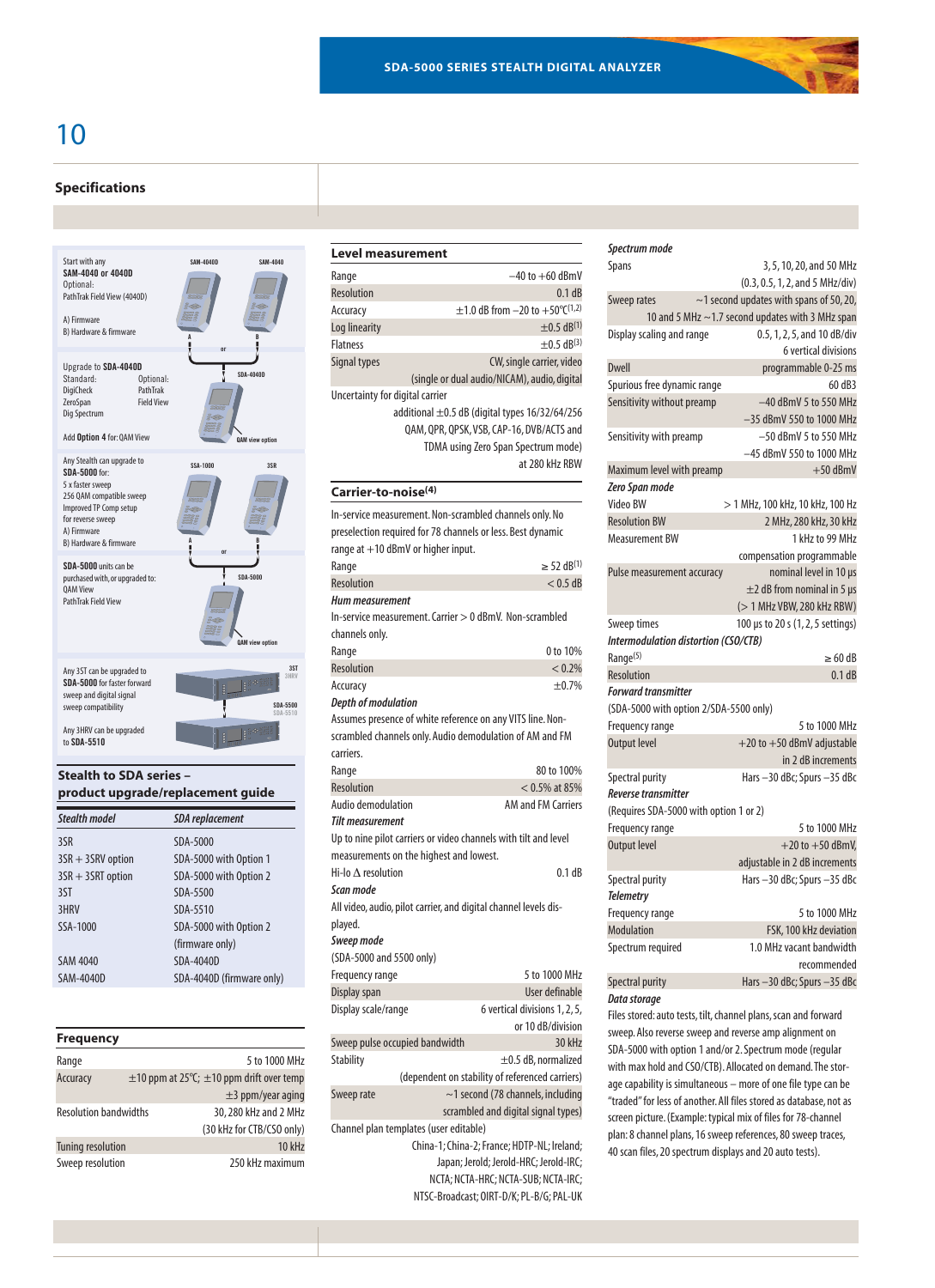## Specifications

Start with any **SAM-4040 or 4040D**
Optional:
PathTrak Field View (4040D)

A) Firmware
B) Hardware & firmware

Upgrade to **SDA-4040D**
Standard: DigiCheck, ZeroSpan, Dig Spectrum
Optional: PathTrak Field View

Add **Option 4** for: QAM View

Any Stealth can upgrade to **SDA-5000** for:
5 x faster sweep
256 QAM compatible sweep
Improved TP Comp setup for reverse sweep
A) Firmware
B) Hardware & firmware

**SDA-5000** units can be purchased with, or upgraded to:
QAM View
PathTrak Field View

Any 3ST can be upgraded to **SDA-5000** for faster forward sweep and digital signal sweep compatibility

Any 3HRV can be upgraded to **SDA-5510**

### Stealth to SDA series – product upgrade/replacement guide

| *Stealth model* | *SDA replacement* |
|---|---|
| 3SR | SDA-5000 |
| 3SR + 3SRV option | SDA-5000 with Option 1 |
| 3SR + 3SRT option | SDA-5000 with Option 2 |
| 3ST | SDA-5000 |
| 3HRV | SDA-5510 |
| SSA-1000 | SDA-5000 with Option 2 (firmware only) |
| SAM 4040 | SDA-4040D |
| SAM-4040D | SDA-4040D (firmware only) |

### Frequency

| | |
|---|---|
| Range | 5 to 1000 MHz |
| Accuracy | ±10 ppm at 25°C; ±10 ppm drift over temp ±3 ppm/year aging |
| Resolution bandwidths | 30, 280 kHz and 2 MHz (30 kHz for CTB/CSO only) |
| Tuning resolution | 10 kHz |
| Sweep resolution | 250 kHz maximum |

### Level measurement

| | |
|---|---|
| Range | –40 to +60 dBmV |
| Resolution | 0.1 dB |
| Accuracy | ±1.0 dB from –20 to +50°C[1,2] |
| Log linearity | ±0.5 dB[1] |
| Flatness | ±0.5 dB[3] |
| Signal types | CW, single carrier, video (single or dual audio/NICAM), audio, digital |

Uncertainty for digital carrier
additional ±0.5 dB (digital types 16/32/64/256 QAM, QPR, QPSK, VSB, CAP-16, DVB/ACTS and TDMA using Zero Span Spectrum mode) at 280 kHz RBW

### Carrier-to-noise[4]

In-service measurement. Non-scrambled channels only. No preselection required for 78 channels or less. Best dynamic range at +10 dBmV or higher input.

| | |
|---|---|
| Range | ≥ 52 dB[1] |
| Resolution | < 0.5 dB |

***Hum measurement***

In-service measurement. Carrier > 0 dBmV. Non-scrambled channels only.

| | |
|---|---|
| Range | 0 to 10% |
| Resolution | < 0.2% |
| Accuracy | ±0.7% |

***Depth of modulation***

Assumes presence of white reference on any VITS line. Non-scrambled channels only. Audio demodulation of AM and FM carriers.

| | |
|---|---|
| Range | 80 to 100% |
| Resolution | < 0.5% at 85% |
| Audio demodulation | AM and FM Carriers |

***Tilt measurement***

Up to nine pilot carriers or video channels with tilt and level measurements on the highest and lowest.

| | |
|---|---|
| Hi-lo Δ resolution | 0.1 dB |

***Scan mode***

All video, audio, pilot carrier, and digital channel levels displayed.

***Sweep mode***

(SDA-5000 and 5500 only)

| | |
|---|---|
| Frequency range | 5 to 1000 MHz |
| Display span | User definable |
| Display scale/range | 6 vertical divisions 1, 2, 5, or 10 dB/division |
| Sweep pulse occupied bandwidth | 30 kHz |
| Stability | ±0.5 dB, normalized (dependent on stability of referenced carriers) |
| Sweep rate | ~1 second (78 channels, including scrambled and digital signal types) |

Channel plan templates (user editable)
China-1; China-2; France; HDTP-NL; Ireland; Japan; Jerold; Jerold-HRC; Jerold-IRC; NCTA; NCTA-HRC; NCTA-SUB; NCTA-IRC; NTSC-Broadcast; OIRT-D/K; PL-B/G; PAL-UK

***Spectrum mode***

| | |
|---|---|
| Spans | 3, 5, 10, 20, and 50 MHz (0.3, 0.5, 1, 2, and 5 MHz/div) |
| Sweep rates | ~1 second updates with spans of 50, 20, 10 and 5 MHz ~1.7 second updates with 3 MHz span |
| Display scaling and range | 0.5, 1, 2, 5, and 10 dB/div 6 vertical divisions |
| Dwell | programmable 0-25 ms |
| Spurious free dynamic range | 60 dB3 |
| Sensitivity without preamp | –40 dBmV 5 to 550 MHz –35 dBmV 550 to 1000 MHz |
| Sensitivity with preamp | –50 dBmV 5 to 550 MHz –45 dBmV 550 to 1000 MHz |
| Maximum level with preamp | +50 dBmV |

***Zero Span mode***

| | |
|---|---|
| Video BW | > 1 MHz, 100 kHz, 10 kHz, 100 Hz |
| Resolution BW | 2 MHz, 280 kHz, 30 kHz |
| Measurement BW | 1 kHz to 99 MHz compensation programmable |
| Pulse measurement accuracy | nominal level in 10 μs ±2 dB from nominal in 5 μs (> 1 MHz VBW, 280 kHz RBW) |
| Sweep times | 100 μs to 20 s (1, 2, 5 settings) |

***Intermodulation distortion (CSO/CTB)***

| | |
|---|---|
| Range[5] | ≥ 60 dB |
| Resolution | 0.1 dB |

***Forward transmitter***

(SDA-5000 with option 2/SDA-5500 only)

| | |
|---|---|
| Frequency range | 5 to 1000 MHz |
| Output level | +20 to +50 dBmV adjustable in 2 dB increments |
| Spectral purity | Hars –30 dBc; Spurs –35 dBc |

***Reverse transmitter***

(Requires SDA-5000 with option 1 or 2)

| | |
|---|---|
| Frequency range | 5 to 1000 MHz |
| Output level | +20 to +50 dBmV, adjustable in 2 dB increments |
| Spectral purity | Hars –30 dBc; Spurs –35 dBc |

***Telemetry***

| | |
|---|---|
| Frequency range | 5 to 1000 MHz |
| Modulation | FSK, 100 kHz deviation |
| Spectrum required | 1.0 MHz vacant bandwidth recommended |
| Spectral purity | Hars –30 dBc; Spurs –35 dBc |

***Data storage***

Files stored: auto tests, tilt, channel plans, scan and forward sweep. Also reverse sweep and reverse amp alignment on SDA-5000 with option 1 and/or 2. Spectrum mode (regular with max hold and CSO/CTB). Allocated on demand. The storage capability is simultaneous – more of one file type can be "traded" for less of another. All files stored as database, not as screen picture. (Example: typical mix of files for 78-channel plan: 8 channel plans, 16 sweep references, 80 sweep traces, 40 scan files, 20 spectrum displays and 20 auto tests).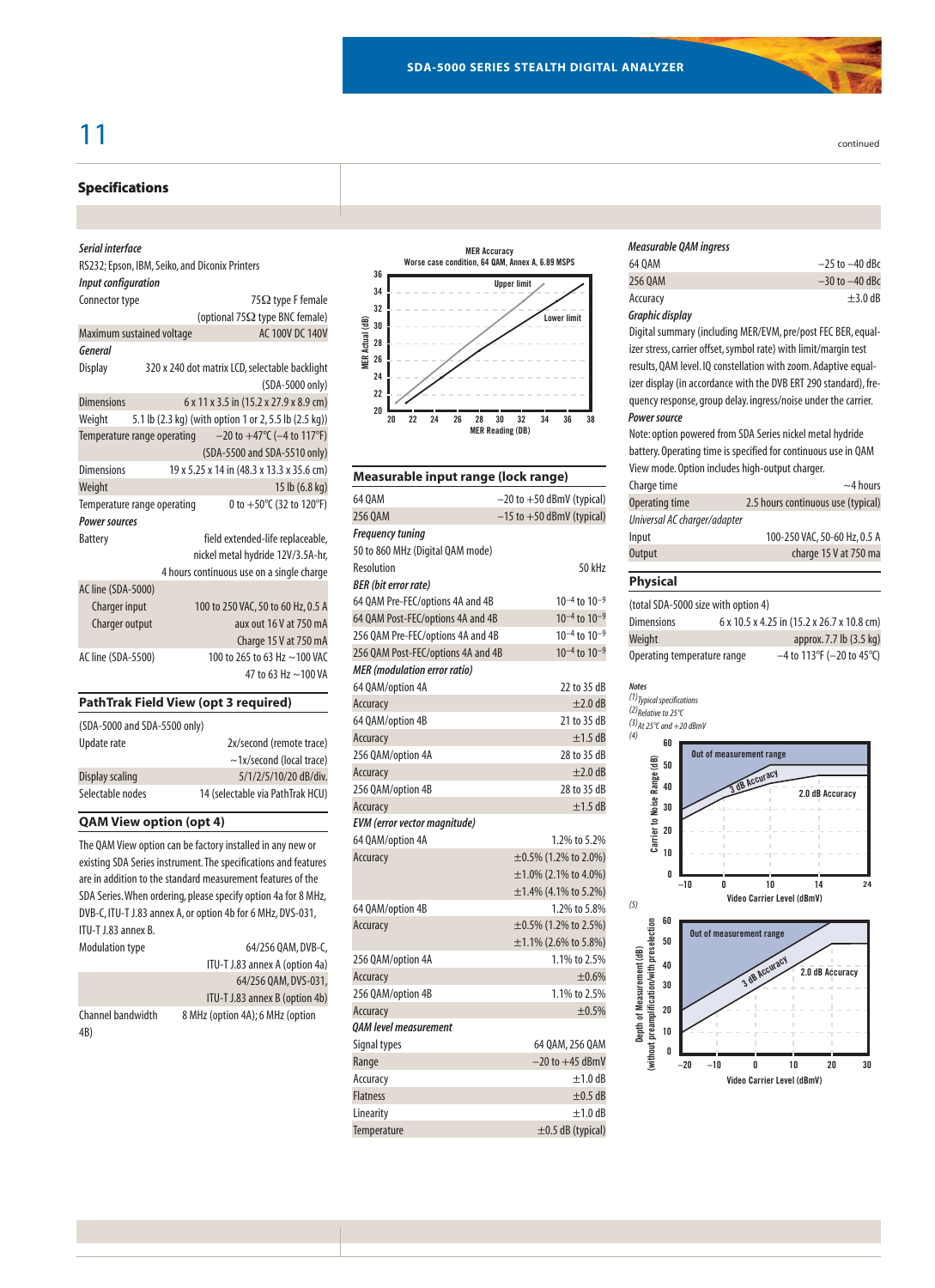## Specifications

*Serial interface*

RS232; Epson, IBM, Seiko, and Diconix Printers

*Input configuration*

| | |
|---|---|
| Connector type | 75Ω type F female (optional 75Ω type BNC female) |
| Maximum sustained voltage | AC 100V DC 140V |

*General*

| | |
|---|---|
| Display | 320 x 240 dot matrix LCD, selectable backlight (SDA-5000 only) |
| Dimensions | 6 x 11 x 3.5 in (15.2 x 27.9 x 8.9 cm) |
| Weight | 5.1 lb (2.3 kg) (with option 1 or 2, 5.5 lb (2.5 kg)) |
| Temperature range operating | –20 to +47°C (–4 to 117°F) (SDA-5500 and SDA-5510 only) |
| Dimensions | 19 x 5.25 x 14 in (48.3 x 13.3 x 35.6 cm) |
| Weight | 15 lb (6.8 kg) |
| Temperature range operating | 0 to +50°C (32 to 120°F) |

*Power sources*

| | |
|---|---|
| Battery | field extended-life replaceable, nickel metal hydride 12V/3.5A-hr, 4 hours continuous use on a single charge |
| AC line (SDA-5000) | |
| Charger input | 100 to 250 VAC, 50 to 60 Hz, 0.5 A |
| Charger output | aux out 16 V at 750 mA Charge 15 V at 750 mA |
| AC line (SDA-5500) | 100 to 265 to 63 Hz ~100 VAC 47 to 63 Hz ~100 VA |

### PathTrak Field View (opt 3 required)

(SDA-5000 and SDA-5500 only)

| | |
|---|---|
| Update rate | 2x/second (remote trace) ~1x/second (local trace) |
| Display scaling | 5/1/2/5/10/20 dB/div. |
| Selectable nodes | 14 (selectable via PathTrak HCU) |

### QAM View option (opt 4)

The QAM View option can be factory installed in any new or existing SDA Series instrument. The specifications and features are in addition to the standard measurement features of the SDA Series. When ordering, please specify option 4a for 8 MHz, DVB-C, ITU-T J.83 annex A, or option 4b for 6 MHz, DVS-031, ITU-T J.83 annex B.

| | |
|---|---|
| Modulation type | 64/256 QAM, DVB-C, ITU-T J.83 annex A (option 4a) |
| | 64/256 QAM, DVS-031, ITU-T J.83 annex B (option 4b) |
| Channel bandwidth | 8 MHz (option 4A); 6 MHz (option 4B) |

MER Accuracy
Worse case condition, 64 QAM, Annex A, 6.89 MSPS

### Measurable input range (lock range)

| | |
|---|---|
| 64 QAM | –20 to +50 dBmV (typical) |
| 256 QAM | –15 to +50 dBmV (typical) |

*Frequency tuning*

| | |
|---|---|
| 50 to 860 MHz (Digital QAM mode) | |
| Resolution | 50 kHz |

*BER (bit error rate)*

| | |
|---|---|
| 64 QAM Pre-FEC/options 4A and 4B | $10^{-4}$ to $10^{-9}$ |
| 64 QAM Post-FEC/options 4A and 4B | $10^{-4}$ to $10^{-9}$ |
| 256 QAM Pre-FEC/options 4A and 4B | $10^{-4}$ to $10^{-9}$ |
| 256 QAM Post-FEC/options 4A and 4B | $10^{-4}$ to $10^{-9}$ |

*MER (modulation error ratio)*

| | |
|---|---|
| 64 QAM/option 4A | 22 to 35 dB |
| Accuracy | ±2.0 dB |
| 64 QAM/option 4B | 21 to 35 dB |
| Accuracy | ±1.5 dB |
| 256 QAM/option 4A | 28 to 35 dB |
| Accuracy | ±2.0 dB |
| 256 QAM/option 4B | 28 to 35 dB |
| Accuracy | ±1.5 dB |

*EVM (error vector magnitude)*

| | |
|---|---|
| 64 QAM/option 4A | 1.2% to 5.2% |
| Accuracy | ±0.5% (1.2% to 2.0%) ±1.0% (2.1% to 4.0%) ±1.4% (4.1% to 5.2%) |
| 64 QAM/option 4B | 1.2% to 5.8% |
| Accuracy | ±0.5% (1.2% to 2.5%) ±1.1% (2.6% to 5.8%) |
| 256 QAM/option 4A | 1.1% to 2.5% |
| Accuracy | ±0.6% |
| 256 QAM/option 4B | 1.1% to 2.5% |
| Accuracy | ±0.5% |

*QAM level measurement*

| | |
|---|---|
| Signal types | 64 QAM, 256 QAM |
| Range | –20 to +45 dBmV |
| Accuracy | ±1.0 dB |
| Flatness | ±0.5 dB |
| Linearity | ±1.0 dB |
| Temperature | ±0.5 dB (typical) |

*Measurable QAM ingress*

| | |
|---|---|
| 64 QAM | –25 to –40 dBc |
| 256 QAM | –30 to –40 dBc |
| Accuracy | ±3.0 dB |

*Graphic display*

Digital summary (including MER/EVM, pre/post FEC BER, equalizer stress, carrier offset, symbol rate) with limit/margin test results, QAM level. IQ constellation with zoom. Adaptive equalizer display (in accordance with the DVB ERT 290 standard), frequency response, group delay. ingress/noise under the carrier.

*Power source*

Note: option powered from SDA Series nickel metal hydride battery. Operating time is specified for continuous use in QAM View mode. Option includes high-output charger.

| | |
|---|---|
| Charge time | ~4 hours |
| Operating time | 2.5 hours continuous use (typical) |

*Universal AC charger/adapter*

| | |
|---|---|
| Input | 100-250 VAC, 50-60 Hz, 0.5 A |
| Output | charge 15 V at 750 ma |

### Physical

(total SDA-5000 size with option 4)

| | |
|---|---|
| Dimensions | 6 x 10.5 x 4.25 in (15.2 x 26.7 x 10.8 cm) |
| Weight | approx. 7.7 lb (3.5 kg) |
| Operating temperature range | –4 to 113°F (–20 to 45°C) |

*Notes*

(1) *Typical specifications*
(2) *Relative to 25°C*
(3) *At 25°C and +20 dBmV*
(4)
(5)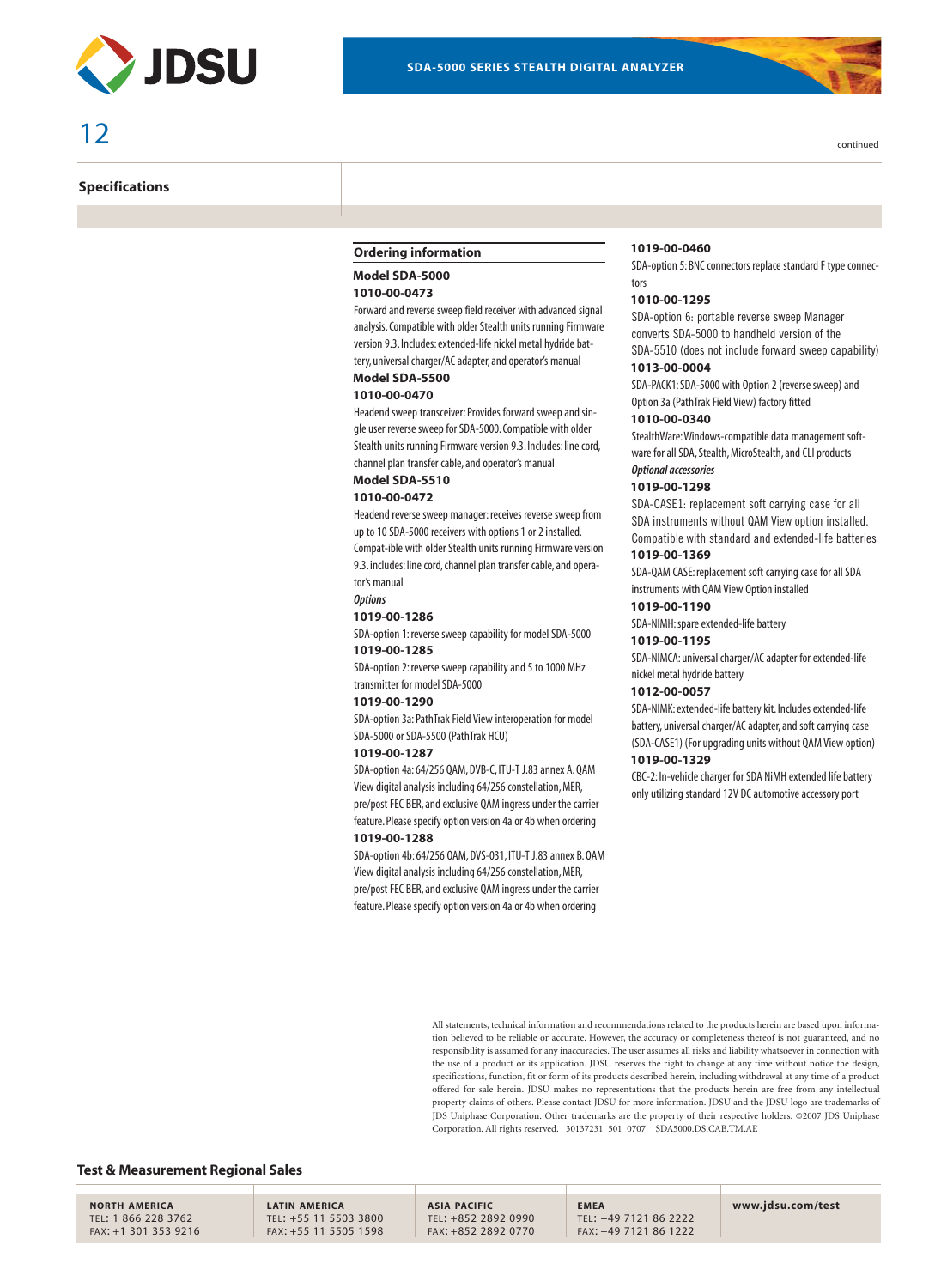continued

## Specifications

### Ordering information

**Model SDA-5000**

**1010-00-0473**

Forward and reverse sweep field receiver with advanced signal analysis. Compatible with older Stealth units running Firmware version 9.3. Includes: extended-life nickel metal hydride battery, universal charger/AC adapter, and operator's manual

**Model SDA-5500**

**1010-00-0470**

Headend sweep transceiver: Provides forward sweep and single user reverse sweep for SDA-5000. Compatible with older Stealth units running Firmware version 9.3. Includes: line cord, channel plan transfer cable, and operator's manual

**Model SDA-5510**

**1010-00-0472**

Headend reverse sweep manager: receives reverse sweep from up to 10 SDA-5000 receivers with options 1 or 2 installed. Compat-ible with older Stealth units running Firmware version 9.3. includes: line cord, channel plan transfer cable, and operator's manual

***Options***

**1019-00-1286**

SDA-option 1: reverse sweep capability for model SDA-5000

**1019-00-1285**

SDA-option 2: reverse sweep capability and 5 to 1000 MHz transmitter for model SDA-5000

**1019-00-1290**

SDA-option 3a: PathTrak Field View interoperation for model SDA-5000 or SDA-5500 (PathTrak HCU)

**1019-00-1287**

SDA-option 4a: 64/256 QAM, DVB-C, ITU-T J.83 annex A. QAM View digital analysis including 64/256 constellation, MER, pre/post FEC BER, and exclusive QAM ingress under the carrier feature. Please specify option version 4a or 4b when ordering

**1019-00-1288**

SDA-option 4b: 64/256 QAM, DVS-031, ITU-T J.83 annex B. QAM View digital analysis including 64/256 constellation, MER, pre/post FEC BER, and exclusive QAM ingress under the carrier feature. Please specify option version 4a or 4b when ordering

**1019-00-0460**

SDA-option 5: BNC connectors replace standard F type connectors

**1019-00-1295**

SDA-option 6: portable reverse sweep Manager converts SDA-5000 to handheld version of the SDA-5510 (does not include forward sweep capability)

**1013-00-0004**

SDA-PACK1: SDA-5000 with Option 2 (reverse sweep) and Option 3a (PathTrak Field View) factory fitted

**1010-00-0340**

StealthWare: Windows-compatible data management software for all SDA, Stealth, MicroStealth, and CLI products

***Optional accessories***

**1019-00-1298**

SDA-CASE1: replacement soft carrying case for all SDA instruments without QAM View option installed. Compatible with standard and extended-life batteries

**1019-00-1369**

SDA-QAM CASE: replacement soft carrying case for all SDA instruments with QAM View Option installed

**1019-00-1190**

SDA-NIMH: spare extended-life battery

**1019-00-1195**

SDA-NIMCA: universal charger/AC adapter for extended-life nickel metal hydride battery

**1012-00-0057**

SDA-NIMK: extended-life battery kit. Includes extended-life battery, universal charger/AC adapter, and soft carrying case (SDA-CASE1) (For upgrading units without QAM View option)

**1019-00-1329**

CBC-2: In-vehicle charger for SDA NiMH extended life battery only utilizing standard 12V DC automotive accessory port

All statements, technical information and recommendations related to the products herein are based upon information believed to be reliable or accurate. However, the accuracy or completeness thereof is not guaranteed, and no responsibility is assumed for any inaccuracies. The user assumes all risks and liability whatsoever in connection with the use of a product or its application. JDSU reserves the right to change at any time without notice the design, specifications, function, fit or form of its products described herein, including withdrawal at any time of a product offered for sale herein. JDSU makes no representations that the products herein are free from any intellectual property claims of others. Please contact JDSU for more information. JDSU and the JDSU logo are trademarks of JDS Uniphase Corporation. Other trademarks are the property of their respective holders. ©2007 JDS Uniphase Corporation. All rights reserved. 30137231 501 0707 SDA5000.DS.CAB.TM.AE

### Test & Measurement Regional Sales

| NORTH AMERICA | LATIN AMERICA | ASIA PACIFIC | EMEA | www.jdsu.com/test |
|---|---|---|---|---|
| TEL: 1 866 228 3762 | TEL: +55 11 5503 3800 | TEL: +852 2892 0990 | TEL: +49 7121 86 2222 | |
| FAX: +1 301 353 9216 | FAX: +55 11 5505 1598 | FAX: +852 2892 0770 | FAX: +49 7121 86 1222 | |